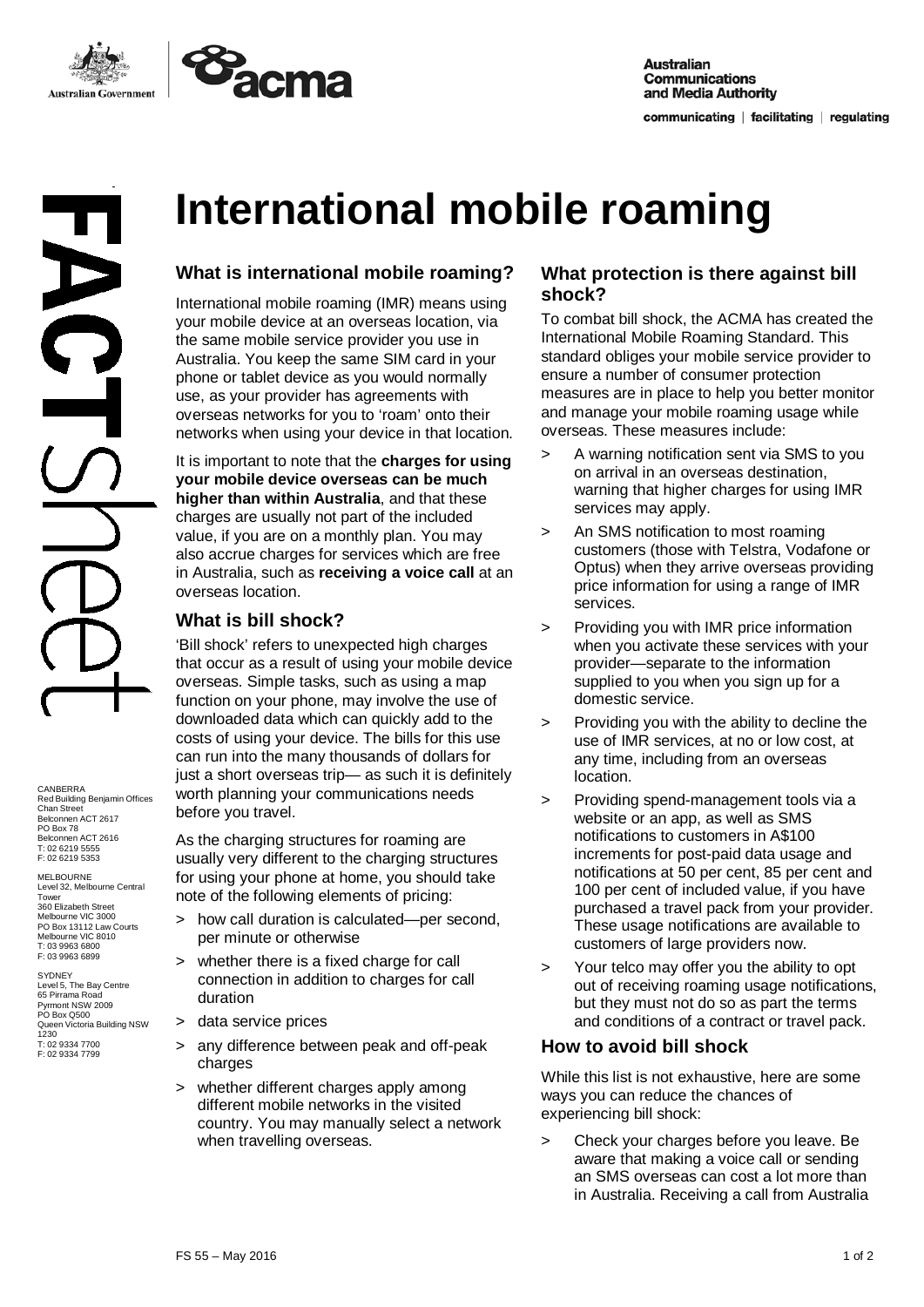# International mobile roaming

## What is international mobile roaming?

International mobile roaming (IMR) means using your mobile device at an overseas location, via the same mobile service provider you use in Australia. You keep the same SIM card in your phone or tablet device as you would normally use, as your provider has agreements with overseas networks for you to 'roam' onto their networks when using your device in that location.

It is important to note that the **charges for using your mobile device overseas can be much higher than within Australia**, and that these charges are usually not part of the included value, if you are on a monthly plan. You may also accrue charges for services which are free in Australia, such as **receiving a voice call** at an overseas location.

## What is bill shock?

'Bill shock' refers to unexpected high charges that occur as a result of using your mobile device overseas. Simple tasks, such as using a map function on your phone, may involve the use of downloaded data which can quickly add to the costs of using your device. The bills for this use can run into the many thousands of dollars for just a short overseas trip— as such it is definitely worth planning your communications needs before you travel.

As the charging structures for roaming are usually very different to the charging structures for using your phone at home, you should take note of the following elements of pricing:

> how call duration is calculated—per second, per minute or otherwise

> whether there is a fixed charge for call connection in addition to charges for call duration

> data service prices

> any difference between peak and off-peak charges

> whether different charges apply among different mobile networks in the visited country. You may manually select a network when travelling overseas.

## What protection is there against bill shock?

To combat bill shock, the ACMA has created the International Mobile Roaming Standard. This standard obliges your mobile service provider to ensure a number of consumer protection measures are in place to help you better monitor and manage your mobile roaming usage while overseas. These measures include:

> A warning notification sent via SMS to you on arrival in an overseas destination, warning that higher charges for using IMR services may apply.

> An SMS notification to most roaming customers (those with Telstra, Vodafone or Optus) when they arrive overseas providing price information for using a range of IMR services.

> Providing you with IMR price information when you activate these services with your provider—separate to the information supplied to you when you sign up for a domestic service.

> Providing you with the ability to decline the use of IMR services, at no or low cost, at any time, including from an overseas location.

> Providing spend-management tools via a website or an app, as well as SMS notifications to customers in A$100 increments for post-paid data usage and notifications at 50 per cent, 85 per cent and 100 per cent of included value, if you have purchased a travel pack from your provider. These usage notifications are available to customers of large providers now.

> Your telco may offer you the ability to opt out of receiving roaming usage notifications, but they must not do so as part the terms and conditions of a contract or travel pack.

## How to avoid bill shock

While this list is not exhaustive, here are some ways you can reduce the chances of experiencing bill shock:

> Check your charges before you leave. Be aware that making a voice call or sending an SMS overseas can cost a lot more than in Australia. Receiving a call from Australia

CANBERRA
Red Building Benjamin Offices
Chan Street
Belconnen ACT 2617
PO Box 78
Belconnen ACT 2616
T: 02 6219 5555
F: 02 6219 5353

MELBOURNE
Level 32, Melbourne Central Tower
360 Elizabeth Street
Melbourne VIC 3000
PO Box 13112 Law Courts
Melbourne VIC 8010
T: 03 9963 6800
F: 03 9963 6899

SYDNEY
Level 5, The Bay Centre
65 Pirrama Road
Pyrmont NSW 2009
PO Box Q500
Queen Victoria Building NSW 1230
T: 02 9334 7700
F: 02 9334 7799

FS 55 – May 2016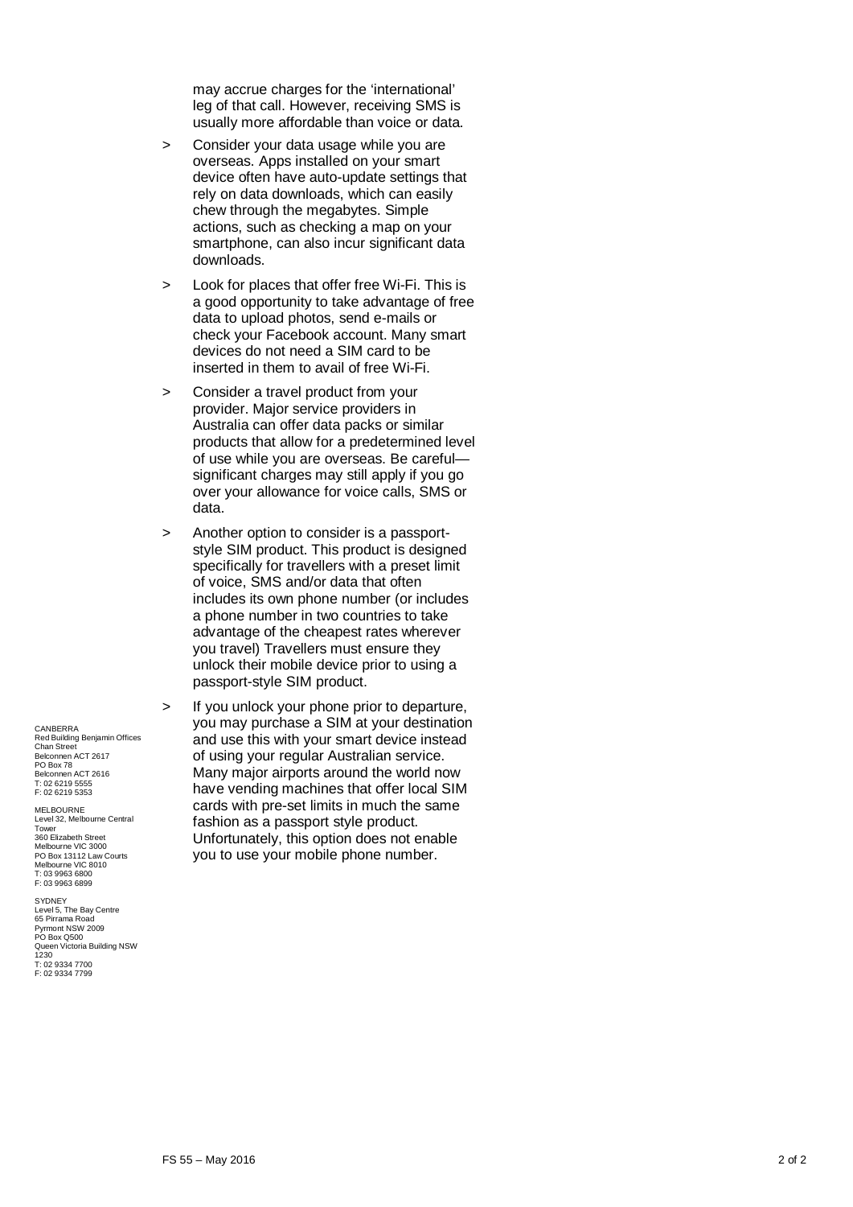may accrue charges for the 'international' leg of that call. However, receiving SMS is usually more affordable than voice or data.

- Consider your data usage while you are overseas. Apps installed on your smart device often have auto-update settings that rely on data downloads, which can easily chew through the megabytes. Simple actions, such as checking a map on your smartphone, can also incur significant data downloads.
- Look for places that offer free Wi-Fi. This is a good opportunity to take advantage of free data to upload photos, send e-mails or check your Facebook account. Many smart devices do not need a SIM card to be inserted in them to avail of free Wi-Fi.
- Consider a travel product from your provider. Major service providers in Australia can offer data packs or similar products that allow for a predetermined level of use while you are overseas. Be careful—significant charges may still apply if you go over your allowance for voice calls, SMS or data.
- Another option to consider is a passport-style SIM product. This product is designed specifically for travellers with a preset limit of voice, SMS and/or data that often includes its own phone number (or includes a phone number in two countries to take advantage of the cheapest rates wherever you travel) Travellers must ensure they unlock their mobile device prior to using a passport-style SIM product.
- If you unlock your phone prior to departure, you may purchase a SIM at your destination and use this with your smart device instead of using your regular Australian service. Many major airports around the world now have vending machines that offer local SIM cards with pre-set limits in much the same fashion as a passport style product. Unfortunately, this option does not enable you to use your mobile phone number.

CANBERRA
Red Building Benjamin Offices
Chan Street
Belconnen ACT 2617
PO Box 78
Belconnen ACT 2616
T: 02 6219 5555
F: 02 6219 5353

MELBOURNE
Level 32, Melbourne Central Tower
360 Elizabeth Street
Melbourne VIC 3000
PO Box 13112 Law Courts
Melbourne VIC 8010
T: 03 9963 6800
F: 03 9963 6899

SYDNEY
Level 5, The Bay Centre
65 Pirrama Road
Pyrmont NSW 2009
PO Box Q500
Queen Victoria Building NSW 1230
T: 02 9334 7700
F: 02 9334 7799

FS 55 – May 2016